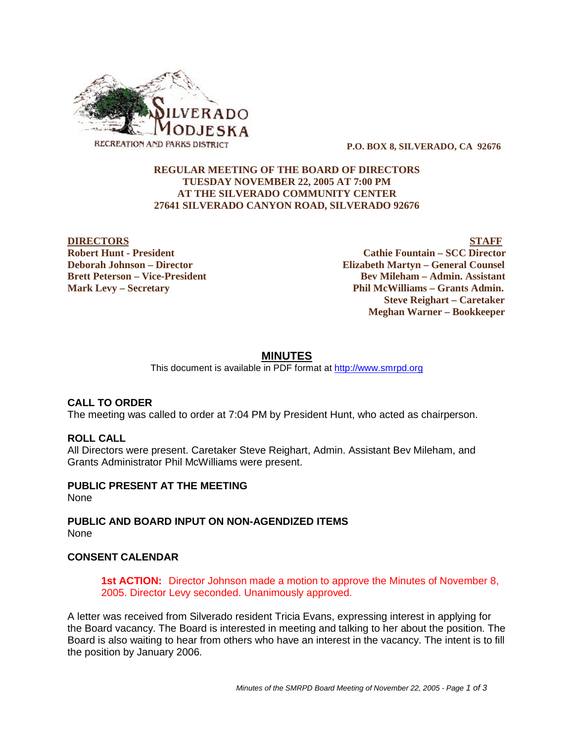SILVERADO MODJESKA RECREATION AND PARKS DISTRICT

**P.O. BOX 8, SILVERADO, CA 92676**

**REGULAR MEETING OF THE BOARD OF DIRECTORS**
**TUESDAY NOVEMBER 22, 2005 AT 7:00 PM**
**AT THE SILVERADO COMMUNITY CENTER**
**27641 SILVERADO CANYON ROAD, SILVERADO 92676**

| DIRECTORS | STAFF |
| --- | --- |
| **Robert Hunt - President** | **Cathie Fountain – SCC Director** |
| **Deborah Johnson – Director** | **Elizabeth Martyn – General Counsel** |
| **Brett Peterson – Vice-President** | **Bev Mileham – Admin. Assistant** |
| **Mark Levy – Secretary** | **Phil McWilliams – Grants Admin.** |
| | **Steve Reighart – Caretaker** |
| | **Meghan Warner – Bookkeeper** |

# MINUTES

This document is available in PDF format at http://www.smrpd.org

## CALL TO ORDER

The meeting was called to order at 7:04 PM by President Hunt, who acted as chairperson.

## ROLL CALL

All Directors were present. Caretaker Steve Reighart, Admin. Assistant Bev Mileham, and Grants Administrator Phil McWilliams were present.

## PUBLIC PRESENT AT THE MEETING

None

## PUBLIC AND BOARD INPUT ON NON-AGENDIZED ITEMS

None

## CONSENT CALENDAR

**1st ACTION:** Director Johnson made a motion to approve the Minutes of November 8, 2005. Director Levy seconded. Unanimously approved.

A letter was received from Silverado resident Tricia Evans, expressing interest in applying for the Board vacancy. The Board is interested in meeting and talking to her about the position. The Board is also waiting to hear from others who have an interest in the vacancy. The intent is to fill the position by January 2006.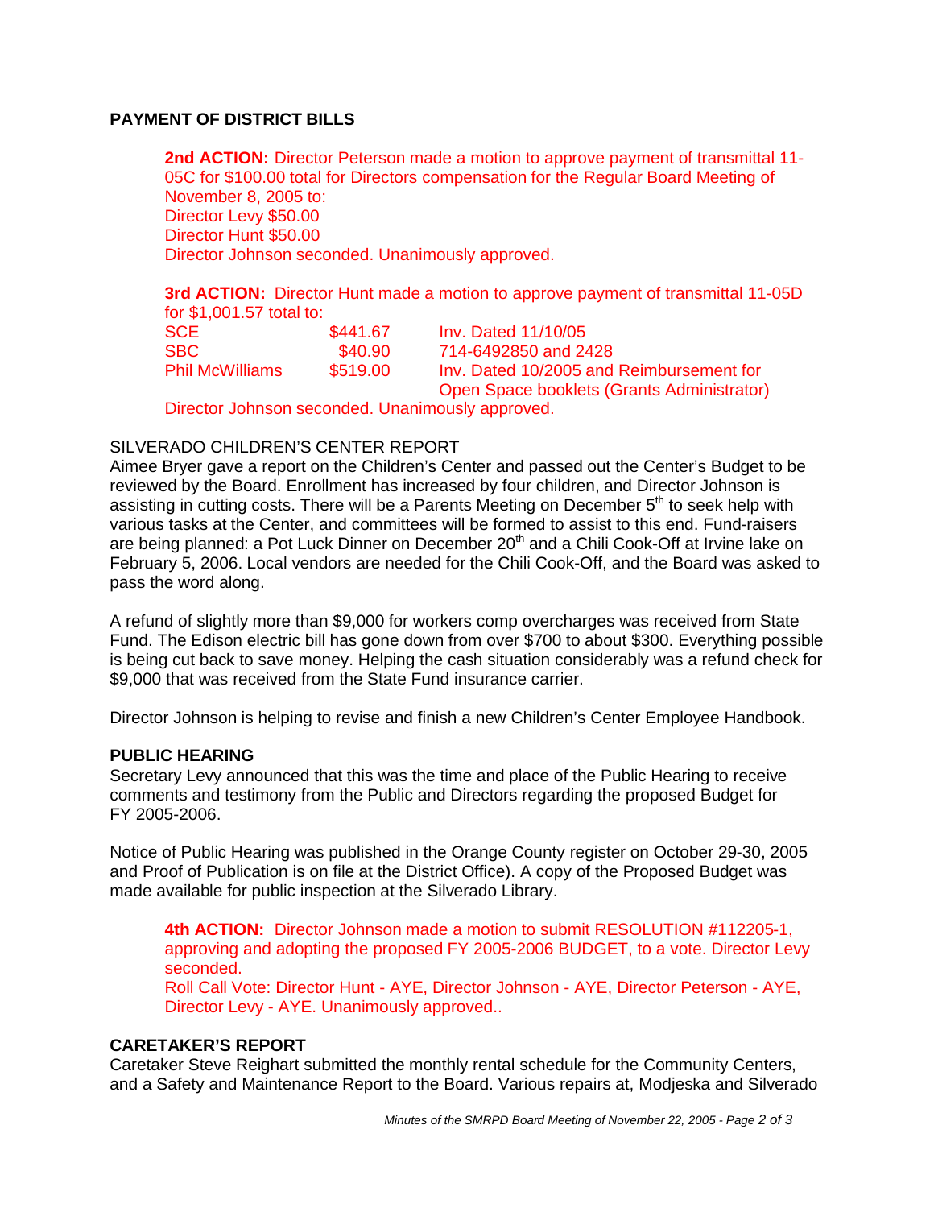## PAYMENT OF DISTRICT BILLS

**2nd ACTION:** Director Peterson made a motion to approve payment of transmittal 11-05C for $100.00 total for Directors compensation for the Regular Board Meeting of November 8, 2005 to:
Director Levy $50.00
Director Hunt $50.00
Director Johnson seconded. Unanimously approved.

**3rd ACTION:** Director Hunt made a motion to approve payment of transmittal 11-05D for $1,001.57 total to:

| | | |
|---|---|---|
| SCE | $441.67 | Inv. Dated 11/10/05 |
| SBC | $40.90 | 714-6492850 and 2428 |
| Phil McWilliams | $519.00 | Inv. Dated 10/2005 and Reimbursement for Open Space booklets (Grants Administrator) |

Director Johnson seconded. Unanimously approved.

SILVERADO CHILDREN'S CENTER REPORT
Aimee Bryer gave a report on the Children's Center and passed out the Center's Budget to be reviewed by the Board. Enrollment has increased by four children, and Director Johnson is assisting in cutting costs. There will be a Parents Meeting on December 5th to seek help with various tasks at the Center, and committees will be formed to assist to this end. Fund-raisers are being planned: a Pot Luck Dinner on December 20th and a Chili Cook-Off at Irvine lake on February 5, 2006. Local vendors are needed for the Chili Cook-Off, and the Board was asked to pass the word along.

A refund of slightly more than $9,000 for workers comp overcharges was received from State Fund. The Edison electric bill has gone down from over $700 to about $300. Everything possible is being cut back to save money. Helping the cash situation considerably was a refund check for $9,000 that was received from the State Fund insurance carrier.

Director Johnson is helping to revise and finish a new Children's Center Employee Handbook.

## PUBLIC HEARING

Secretary Levy announced that this was the time and place of the Public Hearing to receive comments and testimony from the Public and Directors regarding the proposed Budget for FY 2005-2006.

Notice of Public Hearing was published in the Orange County register on October 29-30, 2005 and Proof of Publication is on file at the District Office). A copy of the Proposed Budget was made available for public inspection at the Silverado Library.

**4th ACTION:** Director Johnson made a motion to submit RESOLUTION #112205-1, approving and adopting the proposed FY 2005-2006 BUDGET, to a vote. Director Levy seconded.
Roll Call Vote: Director Hunt - AYE, Director Johnson - AYE, Director Peterson - AYE, Director Levy - AYE. Unanimously approved..

## CARETAKER'S REPORT

Caretaker Steve Reighart submitted the monthly rental schedule for the Community Centers, and a Safety and Maintenance Report to the Board. Various repairs at, Modjeska and Silverado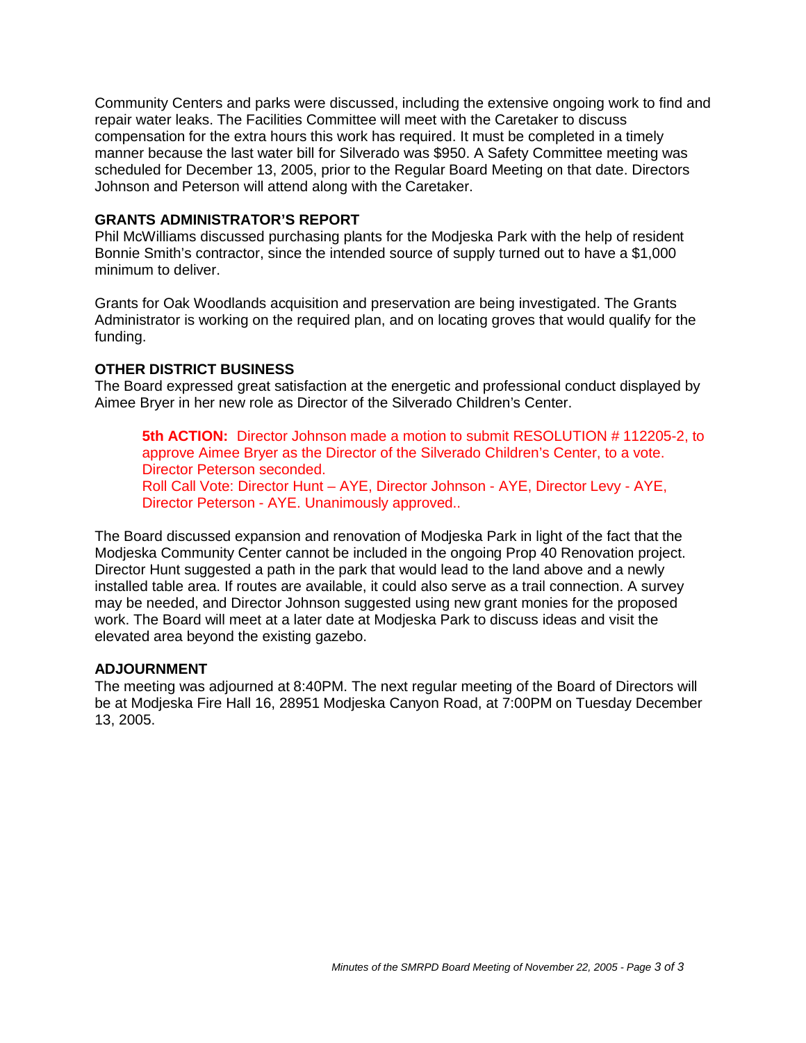Community Centers and parks were discussed, including the extensive ongoing work to find and repair water leaks. The Facilities Committee will meet with the Caretaker to discuss compensation for the extra hours this work has required. It must be completed in a timely manner because the last water bill for Silverado was $950. A Safety Committee meeting was scheduled for December 13, 2005, prior to the Regular Board Meeting on that date. Directors Johnson and Peterson will attend along with the Caretaker.

**GRANTS ADMINISTRATOR'S REPORT**

Phil McWilliams discussed purchasing plants for the Modjeska Park with the help of resident Bonnie Smith's contractor, since the intended source of supply turned out to have a $1,000 minimum to deliver.

Grants for Oak Woodlands acquisition and preservation are being investigated. The Grants Administrator is working on the required plan, and on locating groves that would qualify for the funding.

**OTHER DISTRICT BUSINESS**

The Board expressed great satisfaction at the energetic and professional conduct displayed by Aimee Bryer in her new role as Director of the Silverado Children's Center.

> **5th ACTION:** Director Johnson made a motion to submit RESOLUTION # 112205-2, to approve Aimee Bryer as the Director of the Silverado Children's Center, to a vote. Director Peterson seconded.
> Roll Call Vote: Director Hunt – AYE, Director Johnson - AYE, Director Levy - AYE, Director Peterson - AYE. Unanimously approved..

The Board discussed expansion and renovation of Modjeska Park in light of the fact that the Modjeska Community Center cannot be included in the ongoing Prop 40 Renovation project. Director Hunt suggested a path in the park that would lead to the land above and a newly installed table area. If routes are available, it could also serve as a trail connection. A survey may be needed, and Director Johnson suggested using new grant monies for the proposed work. The Board will meet at a later date at Modjeska Park to discuss ideas and visit the elevated area beyond the existing gazebo.

**ADJOURNMENT**

The meeting was adjourned at 8:40PM. The next regular meeting of the Board of Directors will be at Modjeska Fire Hall 16, 28951 Modjeska Canyon Road, at 7:00PM on Tuesday December 13, 2005.